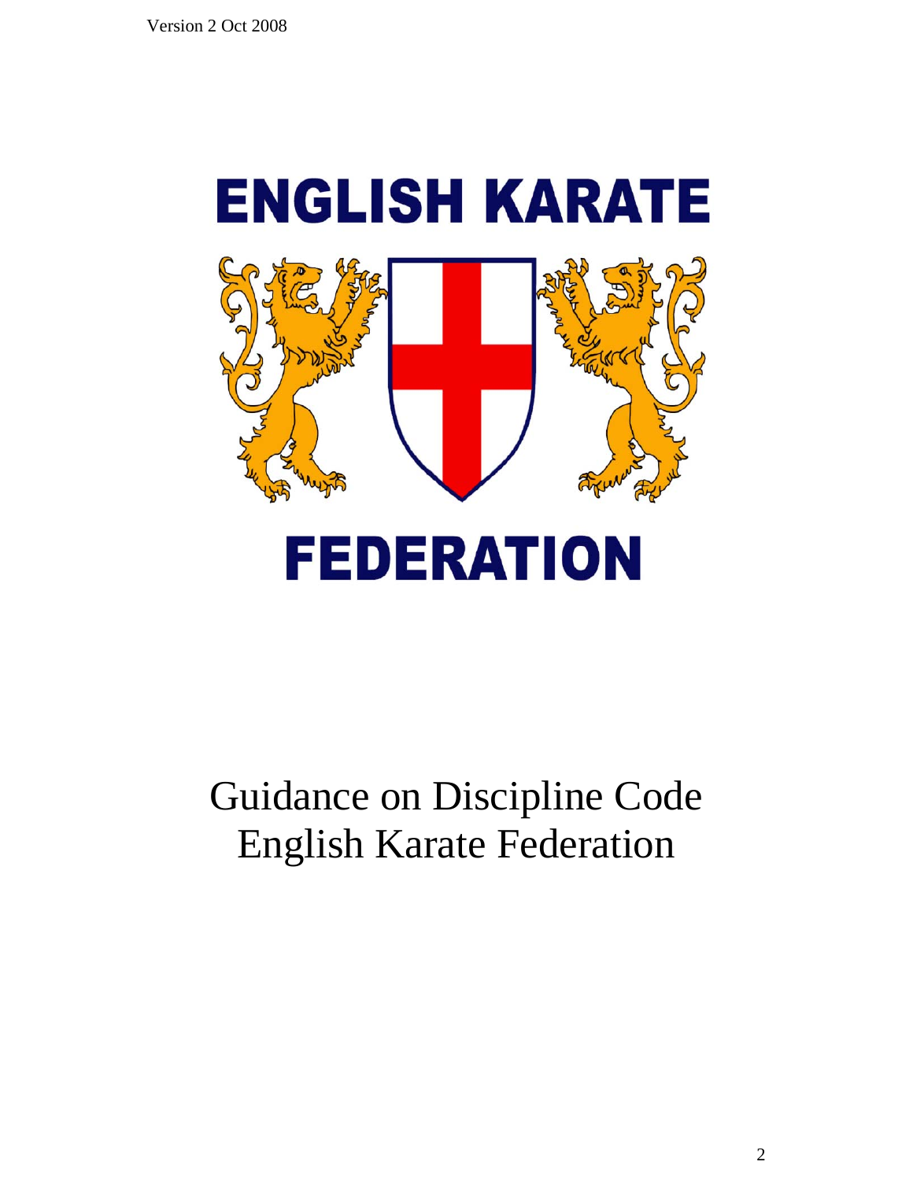Version 2 Oct 2008

# ENGLISH KARATE FEDERATION

# Guidance on Discipline Code English Karate Federation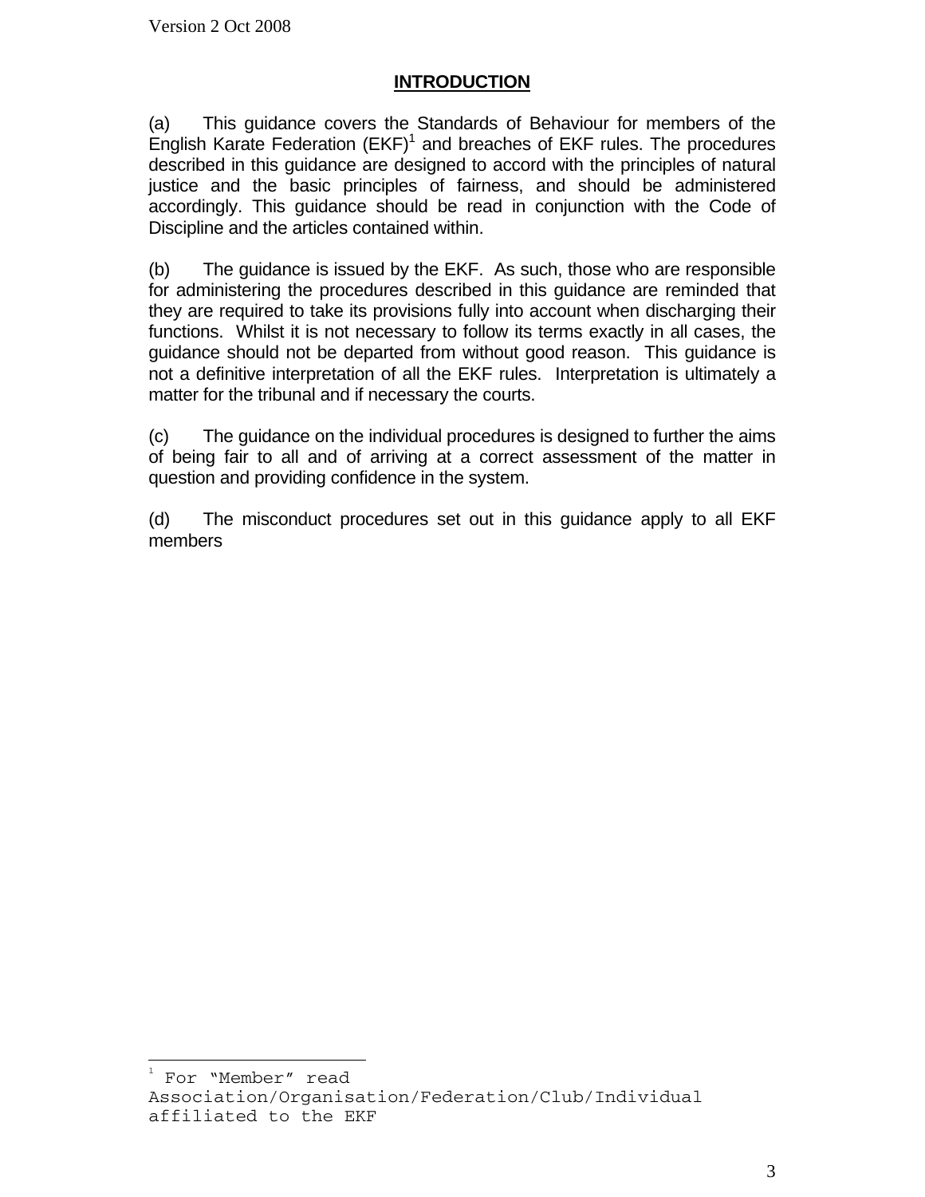## INTRODUCTION

(a) This guidance covers the Standards of Behaviour for members of the English Karate Federation (EKF)[1] and breaches of EKF rules. The procedures described in this guidance are designed to accord with the principles of natural justice and the basic principles of fairness, and should be administered accordingly. This guidance should be read in conjunction with the Code of Discipline and the articles contained within.

(b) The guidance is issued by the EKF. As such, those who are responsible for administering the procedures described in this guidance are reminded that they are required to take its provisions fully into account when discharging their functions. Whilst it is not necessary to follow its terms exactly in all cases, the guidance should not be departed from without good reason. This guidance is not a definitive interpretation of all the EKF rules. Interpretation is ultimately a matter for the tribunal and if necessary the courts.

(c) The guidance on the individual procedures is designed to further the aims of being fair to all and of arriving at a correct assessment of the matter in question and providing confidence in the system.

(d) The misconduct procedures set out in this guidance apply to all EKF members

---

[1] For "Member" read Association/Organisation/Federation/Club/Individual affiliated to the EKF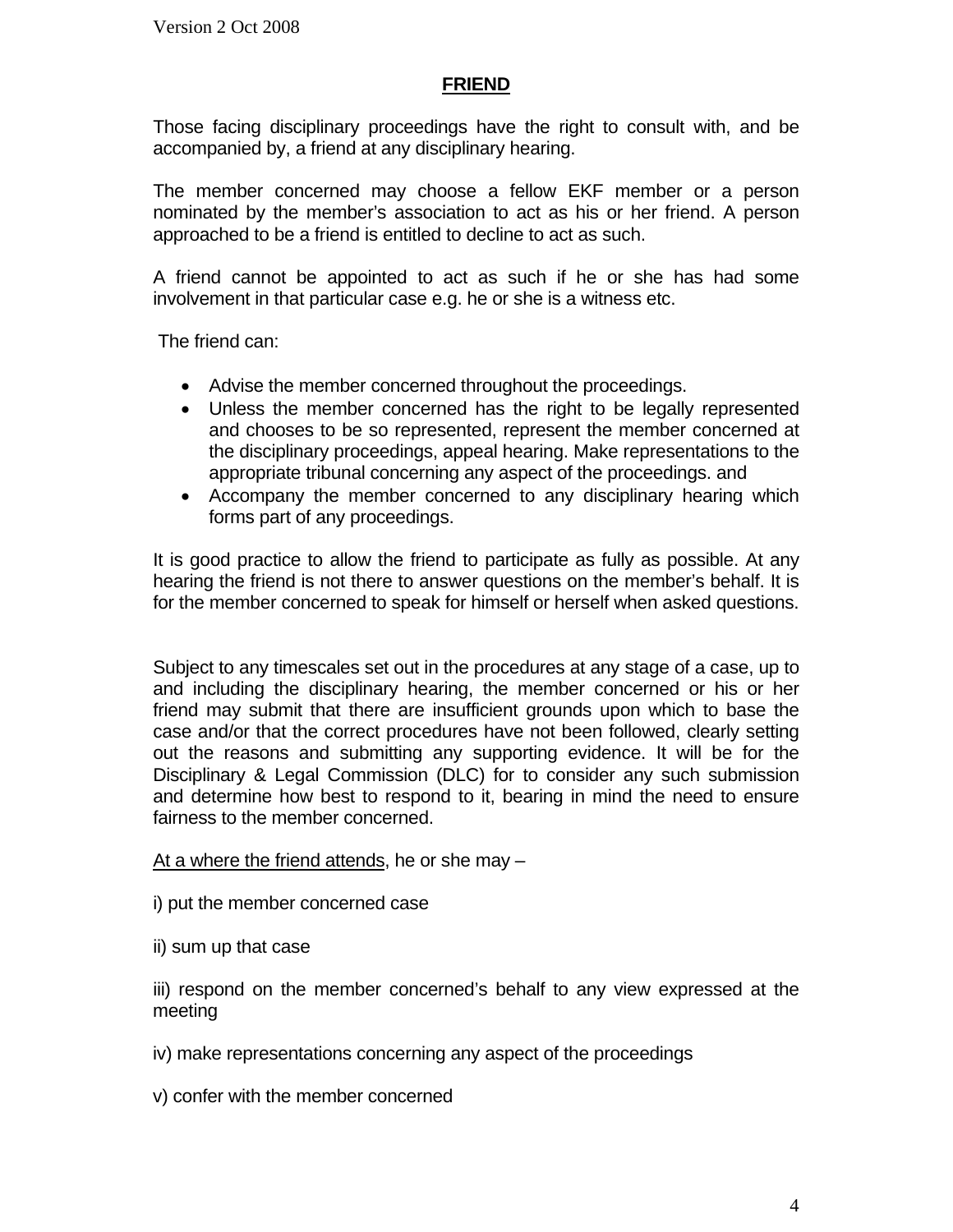## FRIEND

Those facing disciplinary proceedings have the right to consult with, and be accompanied by, a friend at any disciplinary hearing.

The member concerned may choose a fellow EKF member or a person nominated by the member's association to act as his or her friend. A person approached to be a friend is entitled to decline to act as such.

A friend cannot be appointed to act as such if he or she has had some involvement in that particular case e.g. he or she is a witness etc.

The friend can:

- Advise the member concerned throughout the proceedings.
- Unless the member concerned has the right to be legally represented and chooses to be so represented, represent the member concerned at the disciplinary proceedings, appeal hearing. Make representations to the appropriate tribunal concerning any aspect of the proceedings. and
- Accompany the member concerned to any disciplinary hearing which forms part of any proceedings.

It is good practice to allow the friend to participate as fully as possible. At any hearing the friend is not there to answer questions on the member's behalf. It is for the member concerned to speak for himself or herself when asked questions.

Subject to any timescales set out in the procedures at any stage of a case, up to and including the disciplinary hearing, the member concerned or his or her friend may submit that there are insufficient grounds upon which to base the case and/or that the correct procedures have not been followed, clearly setting out the reasons and submitting any supporting evidence. It will be for the Disciplinary & Legal Commission (DLC) for to consider any such submission and determine how best to respond to it, bearing in mind the need to ensure fairness to the member concerned.

<u>At a where the friend attends</u>, he or she may –

i) put the member concerned case

ii) sum up that case

iii) respond on the member concerned's behalf to any view expressed at the meeting

iv) make representations concerning any aspect of the proceedings

v) confer with the member concerned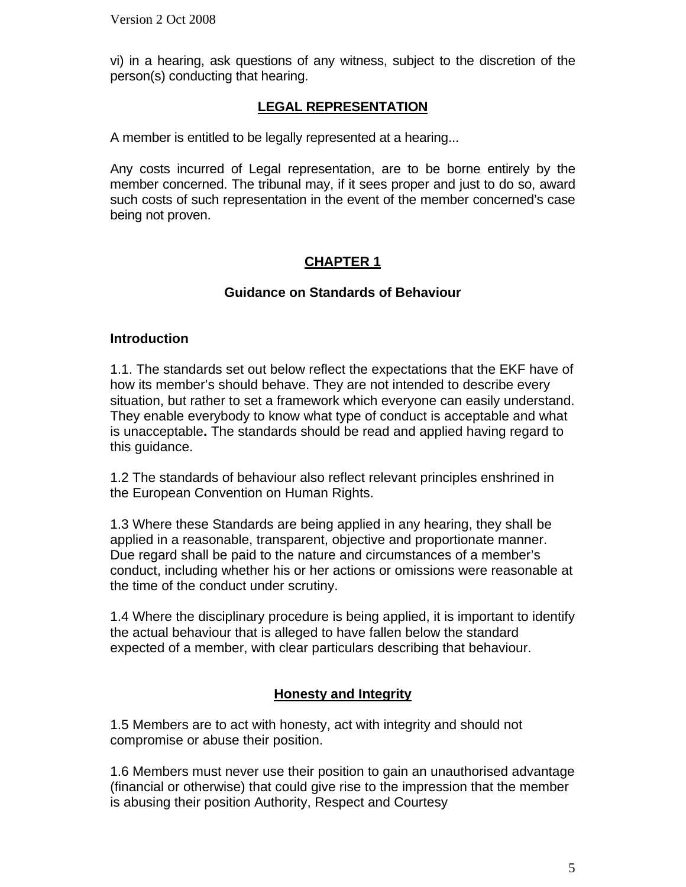vi) in a hearing, ask questions of any witness, subject to the discretion of the person(s) conducting that hearing.

## LEGAL REPRESENTATION

A member is entitled to be legally represented at a hearing...

Any costs incurred of Legal representation, are to be borne entirely by the member concerned. The tribunal may, if it sees proper and just to do so, award such costs of such representation in the event of the member concerned's case being not proven.

## CHAPTER 1

### Guidance on Standards of Behaviour

#### Introduction

1.1. The standards set out below reflect the expectations that the EKF have of how its member's should behave. They are not intended to describe every situation, but rather to set a framework which everyone can easily understand. They enable everybody to know what type of conduct is acceptable and what is unacceptable**.** The standards should be read and applied having regard to this guidance.

1.2 The standards of behaviour also reflect relevant principles enshrined in the European Convention on Human Rights.

1.3 Where these Standards are being applied in any hearing, they shall be applied in a reasonable, transparent, objective and proportionate manner. Due regard shall be paid to the nature and circumstances of a member's conduct, including whether his or her actions or omissions were reasonable at the time of the conduct under scrutiny.

1.4 Where the disciplinary procedure is being applied, it is important to identify the actual behaviour that is alleged to have fallen below the standard expected of a member, with clear particulars describing that behaviour.

### Honesty and Integrity

1.5 Members are to act with honesty, act with integrity and should not compromise or abuse their position.

1.6 Members must never use their position to gain an unauthorised advantage (financial or otherwise) that could give rise to the impression that the member is abusing their position Authority, Respect and Courtesy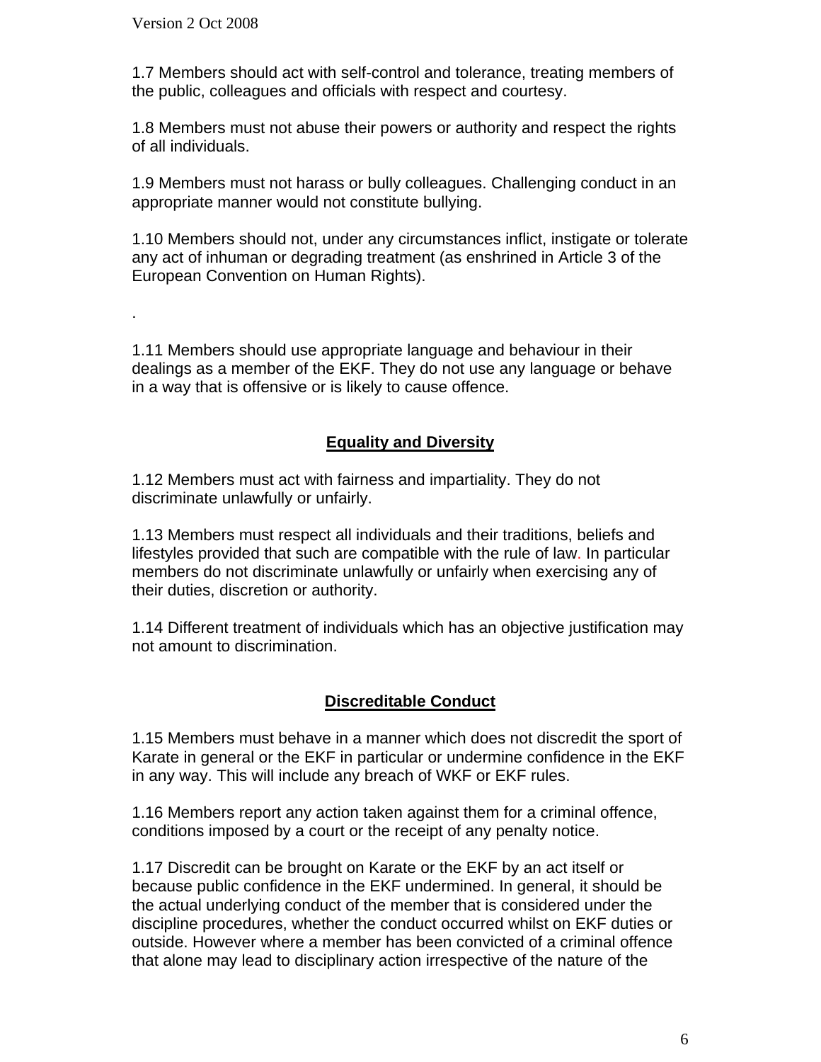1.7 Members should act with self-control and tolerance, treating members of the public, colleagues and officials with respect and courtesy.

1.8 Members must not abuse their powers or authority and respect the rights of all individuals.

1.9 Members must not harass or bully colleagues. Challenging conduct in an appropriate manner would not constitute bullying.

1.10 Members should not, under any circumstances inflict, instigate or tolerate any act of inhuman or degrading treatment (as enshrined in Article 3 of the European Convention on Human Rights).

.

1.11 Members should use appropriate language and behaviour in their dealings as a member of the EKF. They do not use any language or behave in a way that is offensive or is likely to cause offence.

## Equality and Diversity

1.12 Members must act with fairness and impartiality. They do not discriminate unlawfully or unfairly.

1.13 Members must respect all individuals and their traditions, beliefs and lifestyles provided that such are compatible with the rule of law. In particular members do not discriminate unlawfully or unfairly when exercising any of their duties, discretion or authority.

1.14 Different treatment of individuals which has an objective justification may not amount to discrimination.

## Discreditable Conduct

1.15 Members must behave in a manner which does not discredit the sport of Karate in general or the EKF in particular or undermine confidence in the EKF in any way. This will include any breach of WKF or EKF rules.

1.16 Members report any action taken against them for a criminal offence, conditions imposed by a court or the receipt of any penalty notice.

1.17 Discredit can be brought on Karate or the EKF by an act itself or because public confidence in the EKF undermined. In general, it should be the actual underlying conduct of the member that is considered under the discipline procedures, whether the conduct occurred whilst on EKF duties or outside. However where a member has been convicted of a criminal offence that alone may lead to disciplinary action irrespective of the nature of the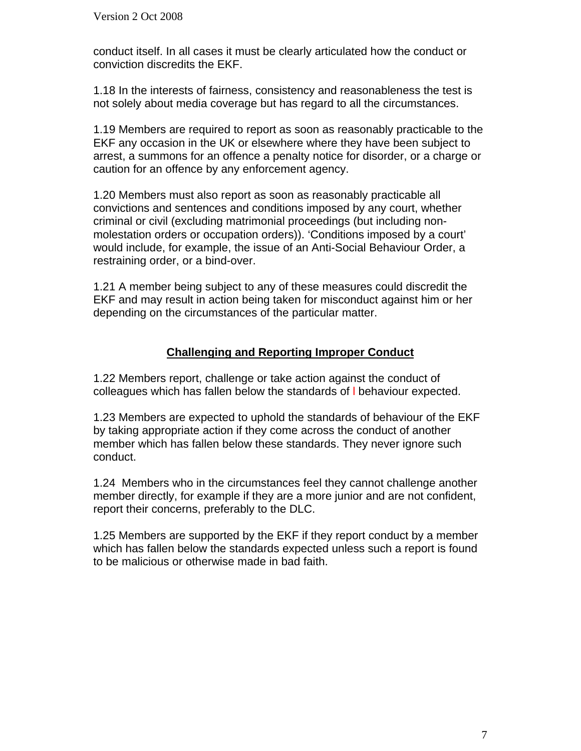conduct itself. In all cases it must be clearly articulated how the conduct or conviction discredits the EKF.

1.18 In the interests of fairness, consistency and reasonableness the test is not solely about media coverage but has regard to all the circumstances.

1.19 Members are required to report as soon as reasonably practicable to the EKF any occasion in the UK or elsewhere where they have been subject to arrest, a summons for an offence a penalty notice for disorder, or a charge or caution for an offence by any enforcement agency.

1.20 Members must also report as soon as reasonably practicable all convictions and sentences and conditions imposed by any court, whether criminal or civil (excluding matrimonial proceedings (but including non-molestation orders or occupation orders)). 'Conditions imposed by a court' would include, for example, the issue of an Anti-Social Behaviour Order, a restraining order, or a bind-over.

1.21 A member being subject to any of these measures could discredit the EKF and may result in action being taken for misconduct against him or her depending on the circumstances of the particular matter.

## **Challenging and Reporting Improper Conduct**

1.22 Members report, challenge or take action against the conduct of colleagues which has fallen below the standards of l behaviour expected.

1.23 Members are expected to uphold the standards of behaviour of the EKF by taking appropriate action if they come across the conduct of another member which has fallen below these standards. They never ignore such conduct.

1.24 Members who in the circumstances feel they cannot challenge another member directly, for example if they are a more junior and are not confident, report their concerns, preferably to the DLC.

1.25 Members are supported by the EKF if they report conduct by a member which has fallen below the standards expected unless such a report is found to be malicious or otherwise made in bad faith.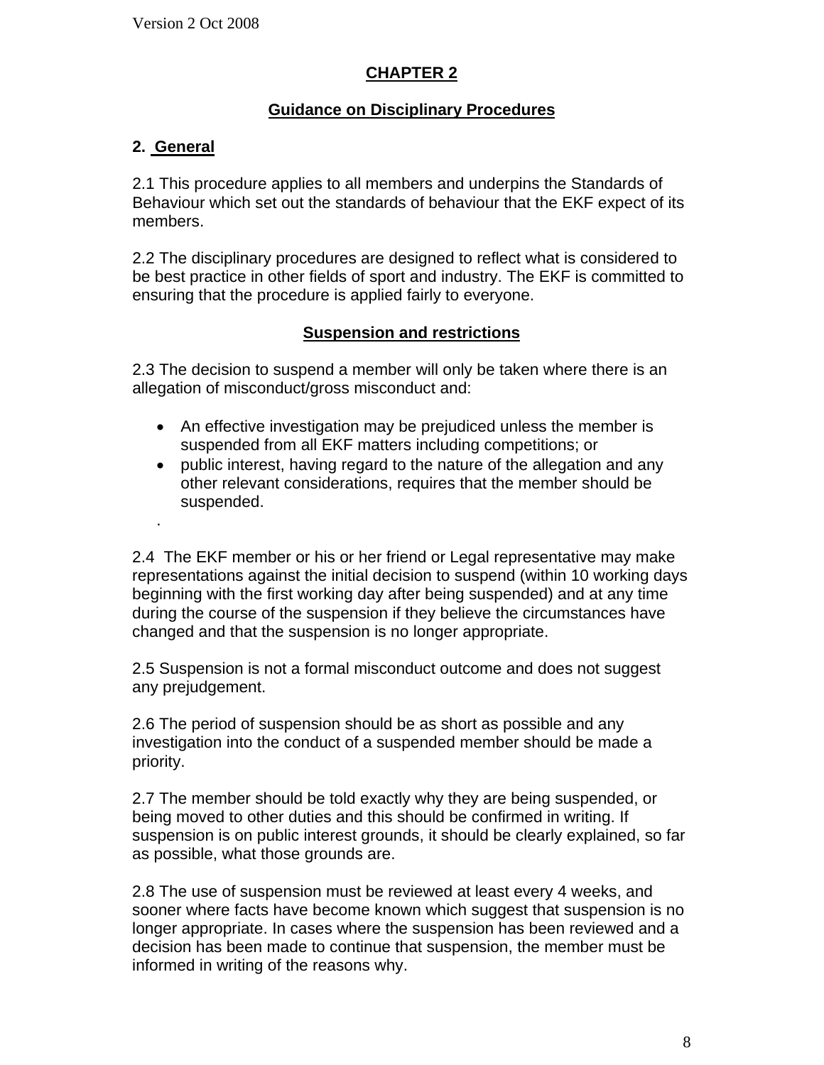# CHAPTER 2

## Guidance on Disciplinary Procedures

### 2. General

2.1 This procedure applies to all members and underpins the Standards of Behaviour which set out the standards of behaviour that the EKF expect of its members.

2.2 The disciplinary procedures are designed to reflect what is considered to be best practice in other fields of sport and industry. The EKF is committed to ensuring that the procedure is applied fairly to everyone.

### Suspension and restrictions

2.3 The decision to suspend a member will only be taken where there is an allegation of misconduct/gross misconduct and:

- An effective investigation may be prejudiced unless the member is suspended from all EKF matters including competitions; or
- public interest, having regard to the nature of the allegation and any other relevant considerations, requires that the member should be suspended.

2.4 The EKF member or his or her friend or Legal representative may make representations against the initial decision to suspend (within 10 working days beginning with the first working day after being suspended) and at any time during the course of the suspension if they believe the circumstances have changed and that the suspension is no longer appropriate.

2.5 Suspension is not a formal misconduct outcome and does not suggest any prejudgement.

2.6 The period of suspension should be as short as possible and any investigation into the conduct of a suspended member should be made a priority.

2.7 The member should be told exactly why they are being suspended, or being moved to other duties and this should be confirmed in writing. If suspension is on public interest grounds, it should be clearly explained, so far as possible, what those grounds are.

2.8 The use of suspension must be reviewed at least every 4 weeks, and sooner where facts have become known which suggest that suspension is no longer appropriate. In cases where the suspension has been reviewed and a decision has been made to continue that suspension, the member must be informed in writing of the reasons why.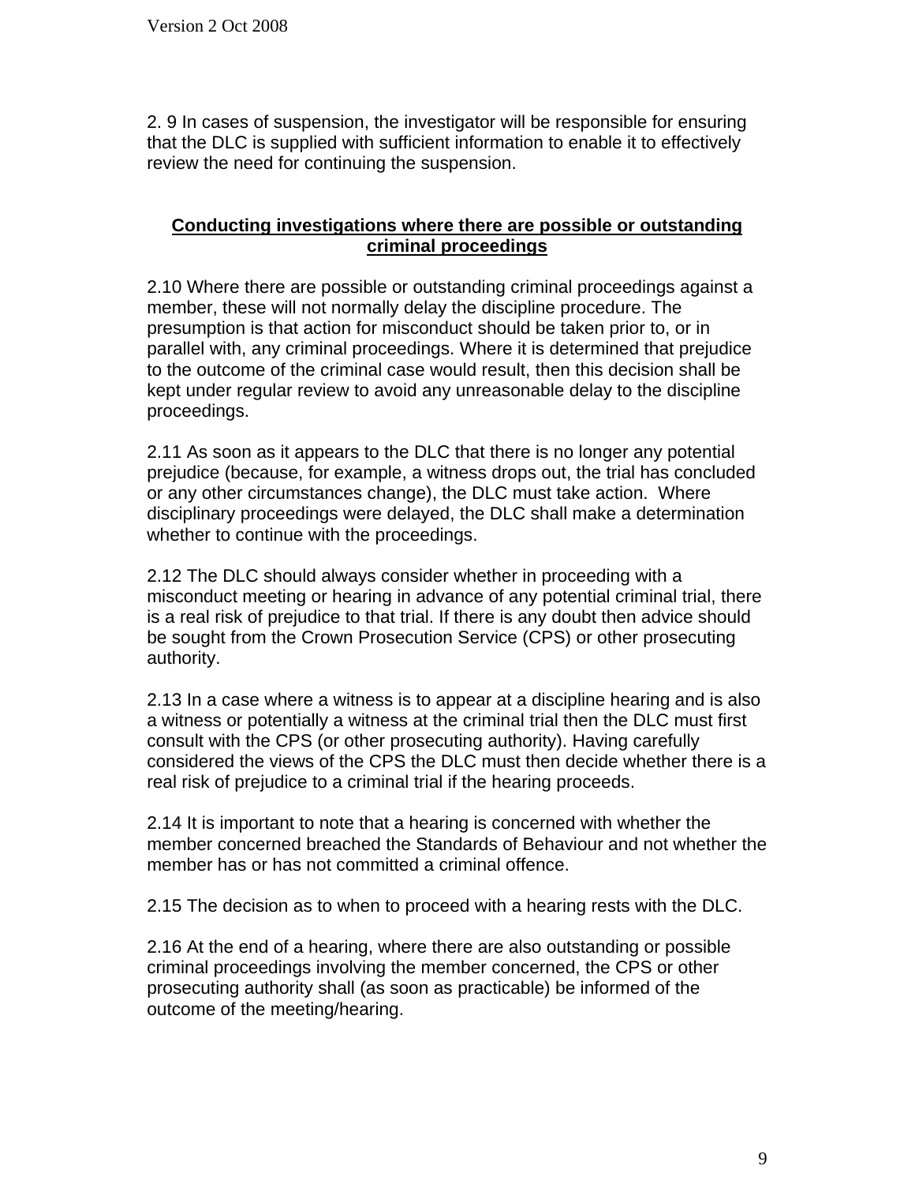2. 9 In cases of suspension, the investigator will be responsible for ensuring that the DLC is supplied with sufficient information to enable it to effectively review the need for continuing the suspension.

## Conducting investigations where there are possible or outstanding criminal proceedings

2.10 Where there are possible or outstanding criminal proceedings against a member, these will not normally delay the discipline procedure. The presumption is that action for misconduct should be taken prior to, or in parallel with, any criminal proceedings. Where it is determined that prejudice to the outcome of the criminal case would result, then this decision shall be kept under regular review to avoid any unreasonable delay to the discipline proceedings.

2.11 As soon as it appears to the DLC that there is no longer any potential prejudice (because, for example, a witness drops out, the trial has concluded or any other circumstances change), the DLC must take action. Where disciplinary proceedings were delayed, the DLC shall make a determination whether to continue with the proceedings.

2.12 The DLC should always consider whether in proceeding with a misconduct meeting or hearing in advance of any potential criminal trial, there is a real risk of prejudice to that trial. If there is any doubt then advice should be sought from the Crown Prosecution Service (CPS) or other prosecuting authority.

2.13 In a case where a witness is to appear at a discipline hearing and is also a witness or potentially a witness at the criminal trial then the DLC must first consult with the CPS (or other prosecuting authority). Having carefully considered the views of the CPS the DLC must then decide whether there is a real risk of prejudice to a criminal trial if the hearing proceeds.

2.14 It is important to note that a hearing is concerned with whether the member concerned breached the Standards of Behaviour and not whether the member has or has not committed a criminal offence.

2.15 The decision as to when to proceed with a hearing rests with the DLC.

2.16 At the end of a hearing, where there are also outstanding or possible criminal proceedings involving the member concerned, the CPS or other prosecuting authority shall (as soon as practicable) be informed of the outcome of the meeting/hearing.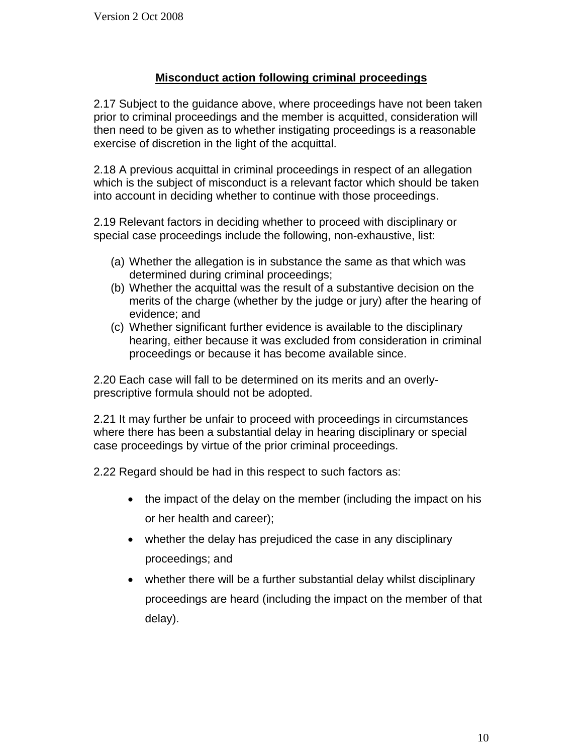## Misconduct action following criminal proceedings

2.17 Subject to the guidance above, where proceedings have not been taken prior to criminal proceedings and the member is acquitted, consideration will then need to be given as to whether instigating proceedings is a reasonable exercise of discretion in the light of the acquittal.

2.18 A previous acquittal in criminal proceedings in respect of an allegation which is the subject of misconduct is a relevant factor which should be taken into account in deciding whether to continue with those proceedings.

2.19 Relevant factors in deciding whether to proceed with disciplinary or special case proceedings include the following, non-exhaustive, list:

(a) Whether the allegation is in substance the same as that which was determined during criminal proceedings;
(b) Whether the acquittal was the result of a substantive decision on the merits of the charge (whether by the judge or jury) after the hearing of evidence; and
(c) Whether significant further evidence is available to the disciplinary hearing, either because it was excluded from consideration in criminal proceedings or because it has become available since.

2.20 Each case will fall to be determined on its merits and an overly-prescriptive formula should not be adopted.

2.21 It may further be unfair to proceed with proceedings in circumstances where there has been a substantial delay in hearing disciplinary or special case proceedings by virtue of the prior criminal proceedings.

2.22 Regard should be had in this respect to such factors as:

- the impact of the delay on the member (including the impact on his or her health and career);
- whether the delay has prejudiced the case in any disciplinary proceedings; and
- whether there will be a further substantial delay whilst disciplinary proceedings are heard (including the impact on the member of that delay).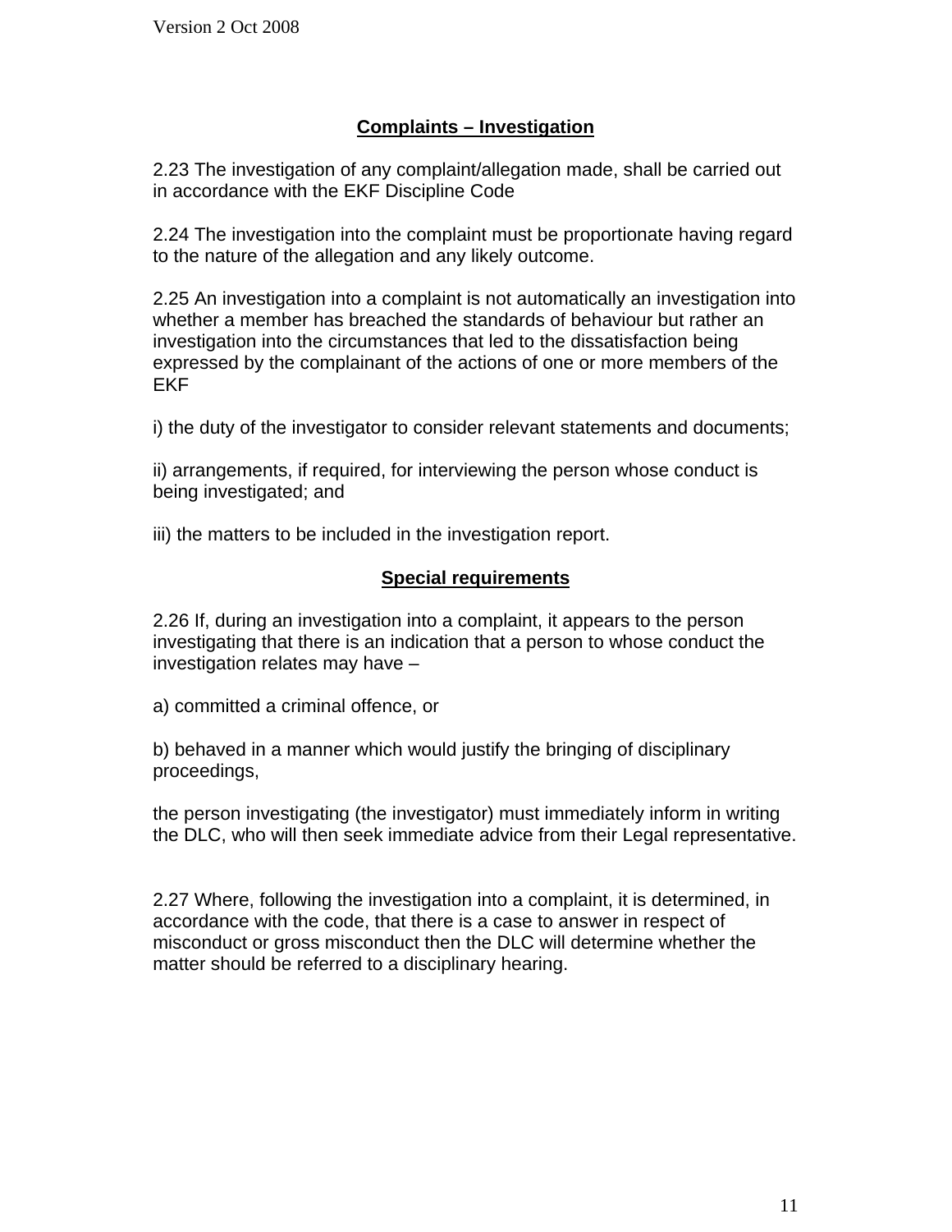## Complaints – Investigation

2.23 The investigation of any complaint/allegation made, shall be carried out in accordance with the EKF Discipline Code

2.24 The investigation into the complaint must be proportionate having regard to the nature of the allegation and any likely outcome.

2.25 An investigation into a complaint is not automatically an investigation into whether a member has breached the standards of behaviour but rather an investigation into the circumstances that led to the dissatisfaction being expressed by the complainant of the actions of one or more members of the EKF

i) the duty of the investigator to consider relevant statements and documents;

ii) arrangements, if required, for interviewing the person whose conduct is being investigated; and

iii) the matters to be included in the investigation report.

## Special requirements

2.26 If, during an investigation into a complaint, it appears to the person investigating that there is an indication that a person to whose conduct the investigation relates may have –

a) committed a criminal offence, or

b) behaved in a manner which would justify the bringing of disciplinary proceedings,

the person investigating (the investigator) must immediately inform in writing the DLC, who will then seek immediate advice from their Legal representative.

2.27 Where, following the investigation into a complaint, it is determined, in accordance with the code, that there is a case to answer in respect of misconduct or gross misconduct then the DLC will determine whether the matter should be referred to a disciplinary hearing.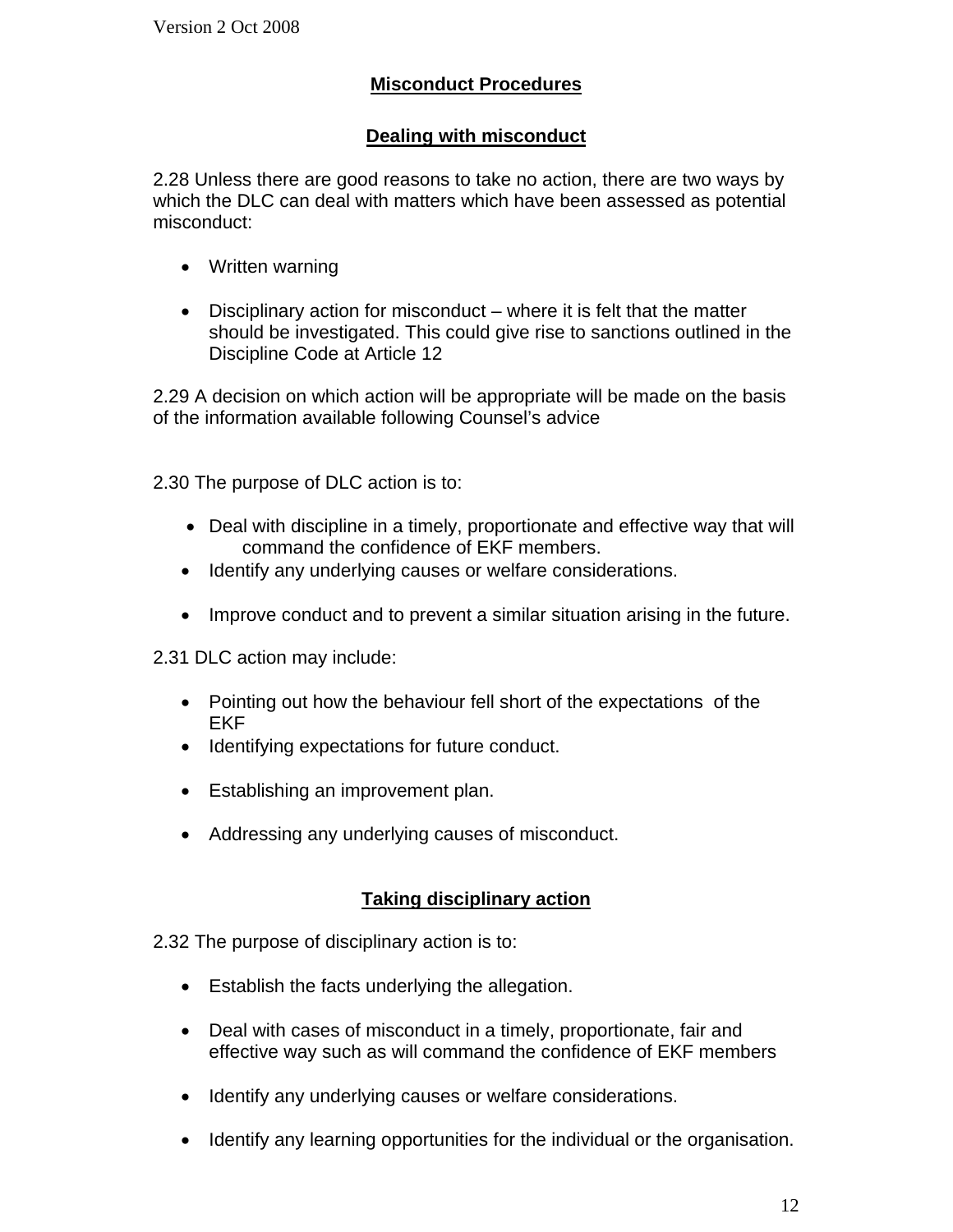## Misconduct Procedures

### Dealing with misconduct

2.28 Unless there are good reasons to take no action, there are two ways by which the DLC can deal with matters which have been assessed as potential misconduct:

- Written warning
- Disciplinary action for misconduct – where it is felt that the matter should be investigated. This could give rise to sanctions outlined in the Discipline Code at Article 12

2.29 A decision on which action will be appropriate will be made on the basis of the information available following Counsel's advice

2.30 The purpose of DLC action is to:

- Deal with discipline in a timely, proportionate and effective way that will command the confidence of EKF members.
- Identify any underlying causes or welfare considerations.
- Improve conduct and to prevent a similar situation arising in the future.

2.31 DLC action may include:

- Pointing out how the behaviour fell short of the expectations of the EKF
- Identifying expectations for future conduct.
- Establishing an improvement plan.
- Addressing any underlying causes of misconduct.

### Taking disciplinary action

2.32 The purpose of disciplinary action is to:

- Establish the facts underlying the allegation.
- Deal with cases of misconduct in a timely, proportionate, fair and effective way such as will command the confidence of EKF members
- Identify any underlying causes or welfare considerations.
- Identify any learning opportunities for the individual or the organisation.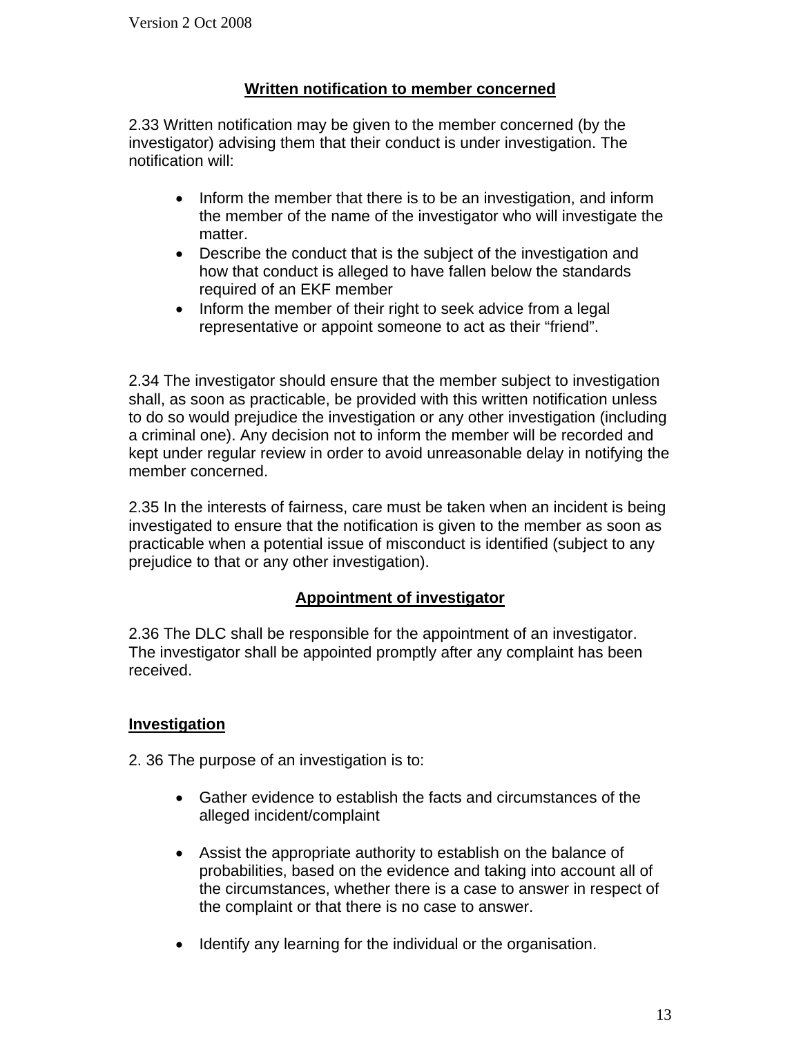## Written notification to member concerned

2.33 Written notification may be given to the member concerned (by the investigator) advising them that their conduct is under investigation. The notification will:

- Inform the member that there is to be an investigation, and inform the member of the name of the investigator who will investigate the matter.
- Describe the conduct that is the subject of the investigation and how that conduct is alleged to have fallen below the standards required of an EKF member
- Inform the member of their right to seek advice from a legal representative or appoint someone to act as their "friend".

2.34 The investigator should ensure that the member subject to investigation shall, as soon as practicable, be provided with this written notification unless to do so would prejudice the investigation or any other investigation (including a criminal one). Any decision not to inform the member will be recorded and kept under regular review in order to avoid unreasonable delay in notifying the member concerned.

2.35 In the interests of fairness, care must be taken when an incident is being investigated to ensure that the notification is given to the member as soon as practicable when a potential issue of misconduct is identified (subject to any prejudice to that or any other investigation).

## Appointment of investigator

2.36 The DLC shall be responsible for the appointment of an investigator. The investigator shall be appointed promptly after any complaint has been received.

## Investigation

2. 36 The purpose of an investigation is to:

- Gather evidence to establish the facts and circumstances of the alleged incident/complaint

- Assist the appropriate authority to establish on the balance of probabilities, based on the evidence and taking into account all of the circumstances, whether there is a case to answer in respect of the complaint or that there is no case to answer.

- Identify any learning for the individual or the organisation.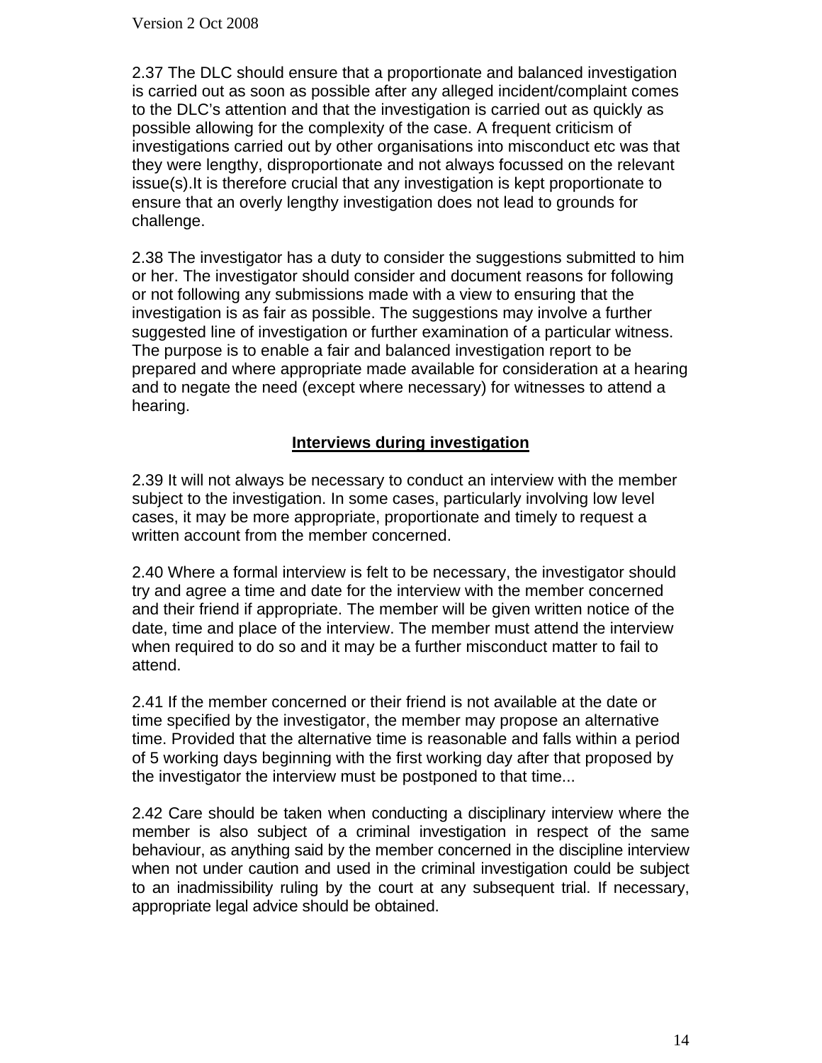2.37 The DLC should ensure that a proportionate and balanced investigation is carried out as soon as possible after any alleged incident/complaint comes to the DLC's attention and that the investigation is carried out as quickly as possible allowing for the complexity of the case. A frequent criticism of investigations carried out by other organisations into misconduct etc was that they were lengthy, disproportionate and not always focussed on the relevant issue(s).It is therefore crucial that any investigation is kept proportionate to ensure that an overly lengthy investigation does not lead to grounds for challenge.

2.38 The investigator has a duty to consider the suggestions submitted to him or her. The investigator should consider and document reasons for following or not following any submissions made with a view to ensuring that the investigation is as fair as possible. The suggestions may involve a further suggested line of investigation or further examination of a particular witness. The purpose is to enable a fair and balanced investigation report to be prepared and where appropriate made available for consideration at a hearing and to negate the need (except where necessary) for witnesses to attend a hearing.

## Interviews during investigation

2.39 It will not always be necessary to conduct an interview with the member subject to the investigation. In some cases, particularly involving low level cases, it may be more appropriate, proportionate and timely to request a written account from the member concerned.

2.40 Where a formal interview is felt to be necessary, the investigator should try and agree a time and date for the interview with the member concerned and their friend if appropriate. The member will be given written notice of the date, time and place of the interview. The member must attend the interview when required to do so and it may be a further misconduct matter to fail to attend.

2.41 If the member concerned or their friend is not available at the date or time specified by the investigator, the member may propose an alternative time. Provided that the alternative time is reasonable and falls within a period of 5 working days beginning with the first working day after that proposed by the investigator the interview must be postponed to that time...

2.42 Care should be taken when conducting a disciplinary interview where the member is also subject of a criminal investigation in respect of the same behaviour, as anything said by the member concerned in the discipline interview when not under caution and used in the criminal investigation could be subject to an inadmissibility ruling by the court at any subsequent trial. If necessary, appropriate legal advice should be obtained.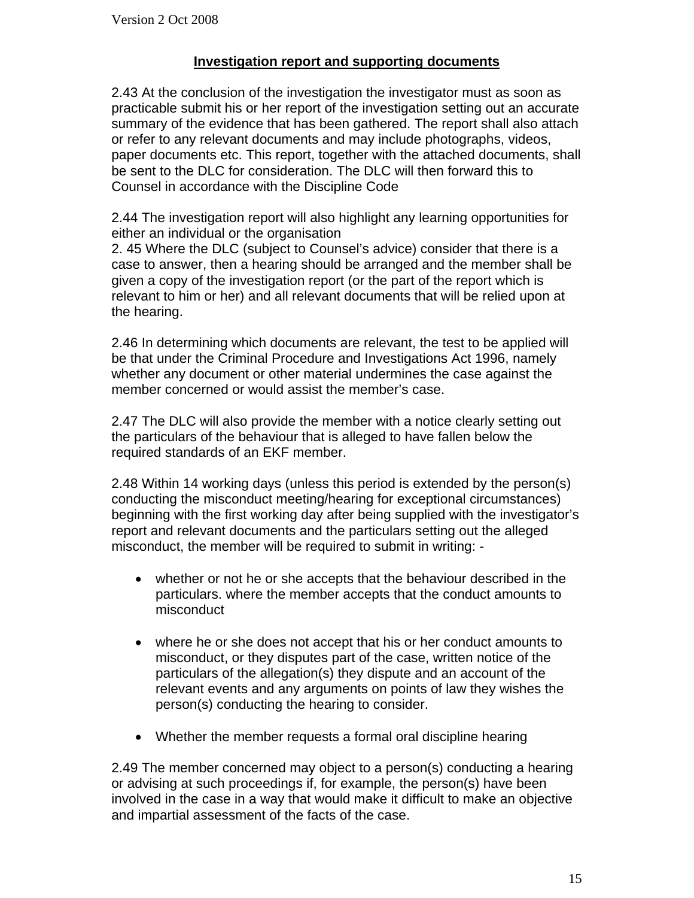## Investigation report and supporting documents

2.43 At the conclusion of the investigation the investigator must as soon as practicable submit his or her report of the investigation setting out an accurate summary of the evidence that has been gathered. The report shall also attach or refer to any relevant documents and may include photographs, videos, paper documents etc. This report, together with the attached documents, shall be sent to the DLC for consideration. The DLC will then forward this to Counsel in accordance with the Discipline Code

2.44 The investigation report will also highlight any learning opportunities for either an individual or the organisation

2. 45 Where the DLC (subject to Counsel's advice) consider that there is a case to answer, then a hearing should be arranged and the member shall be given a copy of the investigation report (or the part of the report which is relevant to him or her) and all relevant documents that will be relied upon at the hearing.

2.46 In determining which documents are relevant, the test to be applied will be that under the Criminal Procedure and Investigations Act 1996, namely whether any document or other material undermines the case against the member concerned or would assist the member's case.

2.47 The DLC will also provide the member with a notice clearly setting out the particulars of the behaviour that is alleged to have fallen below the required standards of an EKF member.

2.48 Within 14 working days (unless this period is extended by the person(s) conducting the misconduct meeting/hearing for exceptional circumstances) beginning with the first working day after being supplied with the investigator's report and relevant documents and the particulars setting out the alleged misconduct, the member will be required to submit in writing: -

- whether or not he or she accepts that the behaviour described in the particulars. where the member accepts that the conduct amounts to misconduct
- where he or she does not accept that his or her conduct amounts to misconduct, or they disputes part of the case, written notice of the particulars of the allegation(s) they dispute and an account of the relevant events and any arguments on points of law they wishes the person(s) conducting the hearing to consider.
- Whether the member requests a formal oral discipline hearing

2.49 The member concerned may object to a person(s) conducting a hearing or advising at such proceedings if, for example, the person(s) have been involved in the case in a way that would make it difficult to make an objective and impartial assessment of the facts of the case.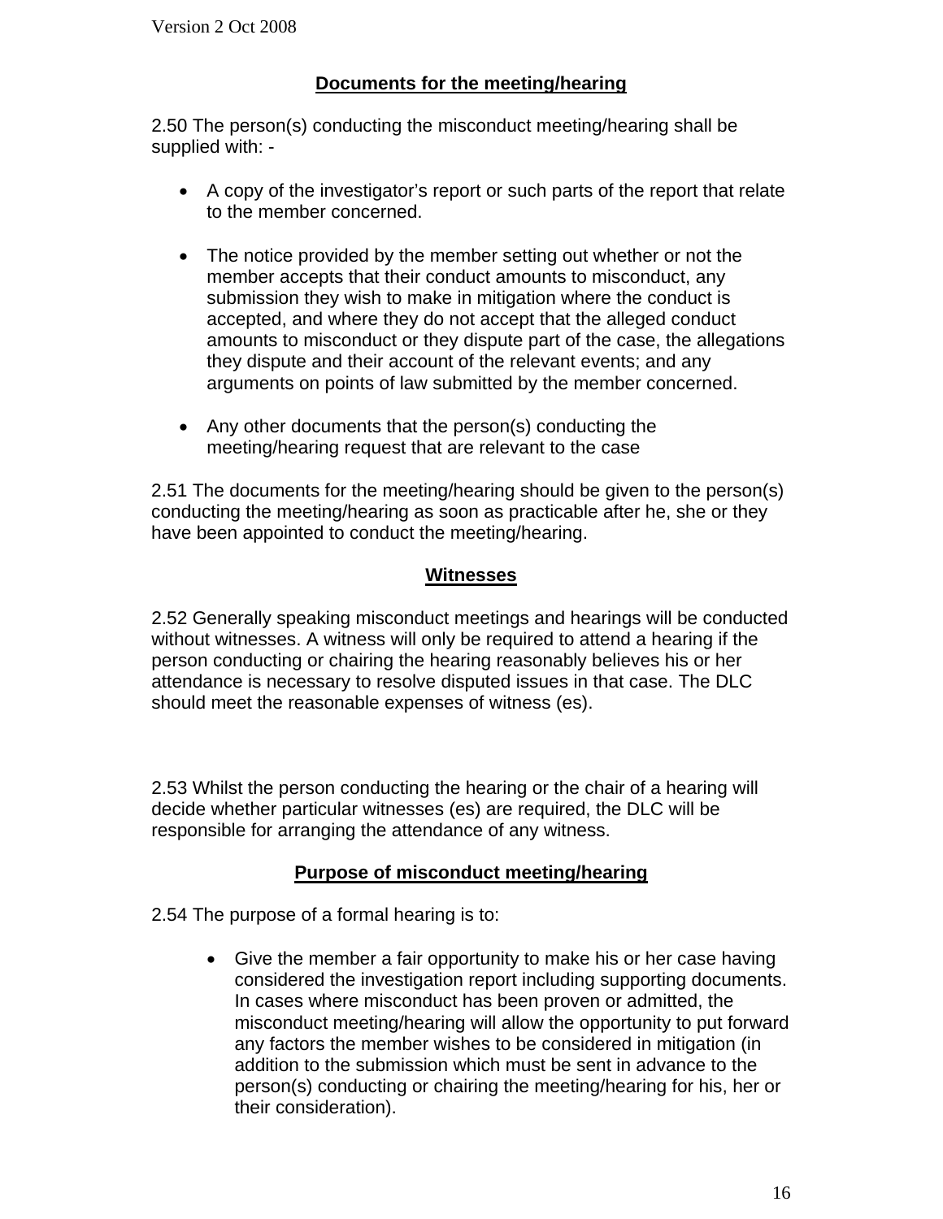## Documents for the meeting/hearing

2.50 The person(s) conducting the misconduct meeting/hearing shall be supplied with: -

- A copy of the investigator's report or such parts of the report that relate to the member concerned.

- The notice provided by the member setting out whether or not the member accepts that their conduct amounts to misconduct, any submission they wish to make in mitigation where the conduct is accepted, and where they do not accept that the alleged conduct amounts to misconduct or they dispute part of the case, the allegations they dispute and their account of the relevant events; and any arguments on points of law submitted by the member concerned.

- Any other documents that the person(s) conducting the meeting/hearing request that are relevant to the case

2.51 The documents for the meeting/hearing should be given to the person(s) conducting the meeting/hearing as soon as practicable after he, she or they have been appointed to conduct the meeting/hearing.

## Witnesses

2.52 Generally speaking misconduct meetings and hearings will be conducted without witnesses. A witness will only be required to attend a hearing if the person conducting or chairing the hearing reasonably believes his or her attendance is necessary to resolve disputed issues in that case. The DLC should meet the reasonable expenses of witness (es).

2.53 Whilst the person conducting the hearing or the chair of a hearing will decide whether particular witnesses (es) are required, the DLC will be responsible for arranging the attendance of any witness.

## Purpose of misconduct meeting/hearing

2.54 The purpose of a formal hearing is to:

- Give the member a fair opportunity to make his or her case having considered the investigation report including supporting documents. In cases where misconduct has been proven or admitted, the misconduct meeting/hearing will allow the opportunity to put forward any factors the member wishes to be considered in mitigation (in addition to the submission which must be sent in advance to the person(s) conducting or chairing the meeting/hearing for his, her or their consideration).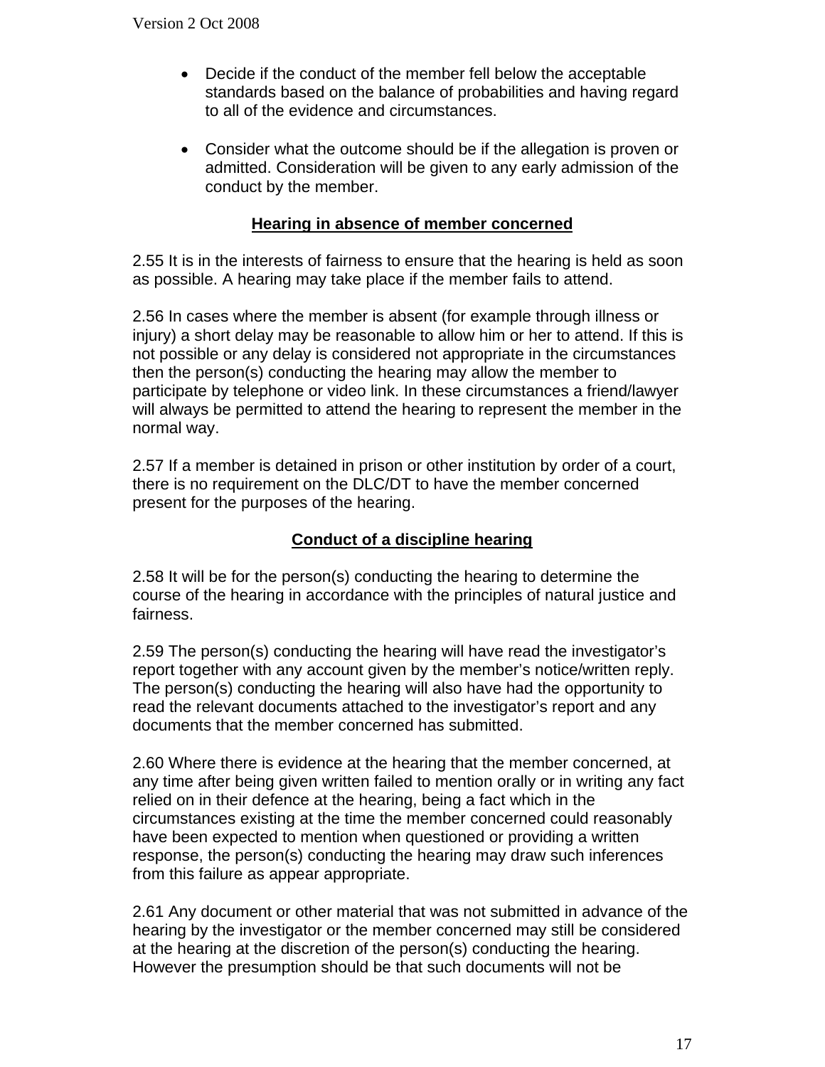- Decide if the conduct of the member fell below the acceptable standards based on the balance of probabilities and having regard to all of the evidence and circumstances.

- Consider what the outcome should be if the allegation is proven or admitted. Consideration will be given to any early admission of the conduct by the member.

## Hearing in absence of member concerned

2.55 It is in the interests of fairness to ensure that the hearing is held as soon as possible. A hearing may take place if the member fails to attend.

2.56 In cases where the member is absent (for example through illness or injury) a short delay may be reasonable to allow him or her to attend. If this is not possible or any delay is considered not appropriate in the circumstances then the person(s) conducting the hearing may allow the member to participate by telephone or video link. In these circumstances a friend/lawyer will always be permitted to attend the hearing to represent the member in the normal way.

2.57 If a member is detained in prison or other institution by order of a court, there is no requirement on the DLC/DT to have the member concerned present for the purposes of the hearing.

## Conduct of a discipline hearing

2.58 It will be for the person(s) conducting the hearing to determine the course of the hearing in accordance with the principles of natural justice and fairness.

2.59 The person(s) conducting the hearing will have read the investigator's report together with any account given by the member's notice/written reply. The person(s) conducting the hearing will also have had the opportunity to read the relevant documents attached to the investigator's report and any documents that the member concerned has submitted.

2.60 Where there is evidence at the hearing that the member concerned, at any time after being given written failed to mention orally or in writing any fact relied on in their defence at the hearing, being a fact which in the circumstances existing at the time the member concerned could reasonably have been expected to mention when questioned or providing a written response, the person(s) conducting the hearing may draw such inferences from this failure as appear appropriate.

2.61 Any document or other material that was not submitted in advance of the hearing by the investigator or the member concerned may still be considered at the hearing at the discretion of the person(s) conducting the hearing. However the presumption should be that such documents will not be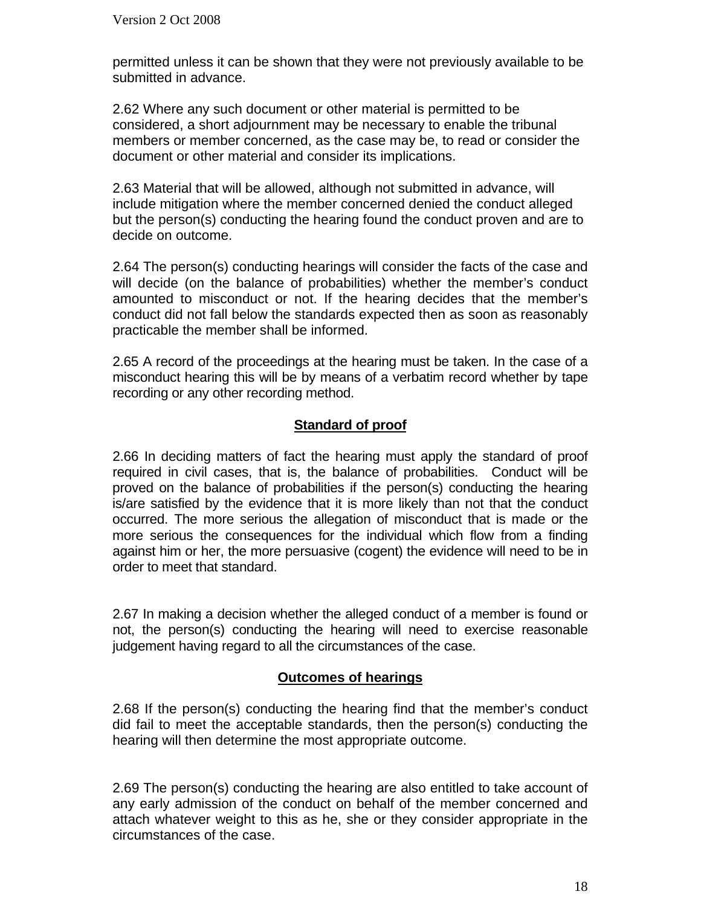permitted unless it can be shown that they were not previously available to be submitted in advance.

2.62 Where any such document or other material is permitted to be considered, a short adjournment may be necessary to enable the tribunal members or member concerned, as the case may be, to read or consider the document or other material and consider its implications.

2.63 Material that will be allowed, although not submitted in advance, will include mitigation where the member concerned denied the conduct alleged but the person(s) conducting the hearing found the conduct proven and are to decide on outcome.

2.64 The person(s) conducting hearings will consider the facts of the case and will decide (on the balance of probabilities) whether the member's conduct amounted to misconduct or not. If the hearing decides that the member's conduct did not fall below the standards expected then as soon as reasonably practicable the member shall be informed.

2.65 A record of the proceedings at the hearing must be taken. In the case of a misconduct hearing this will be by means of a verbatim record whether by tape recording or any other recording method.

## Standard of proof

2.66 In deciding matters of fact the hearing must apply the standard of proof required in civil cases, that is, the balance of probabilities. Conduct will be proved on the balance of probabilities if the person(s) conducting the hearing is/are satisfied by the evidence that it is more likely than not that the conduct occurred. The more serious the allegation of misconduct that is made or the more serious the consequences for the individual which flow from a finding against him or her, the more persuasive (cogent) the evidence will need to be in order to meet that standard.

2.67 In making a decision whether the alleged conduct of a member is found or not, the person(s) conducting the hearing will need to exercise reasonable judgement having regard to all the circumstances of the case.

## Outcomes of hearings

2.68 If the person(s) conducting the hearing find that the member's conduct did fail to meet the acceptable standards, then the person(s) conducting the hearing will then determine the most appropriate outcome.

2.69 The person(s) conducting the hearing are also entitled to take account of any early admission of the conduct on behalf of the member concerned and attach whatever weight to this as he, she or they consider appropriate in the circumstances of the case.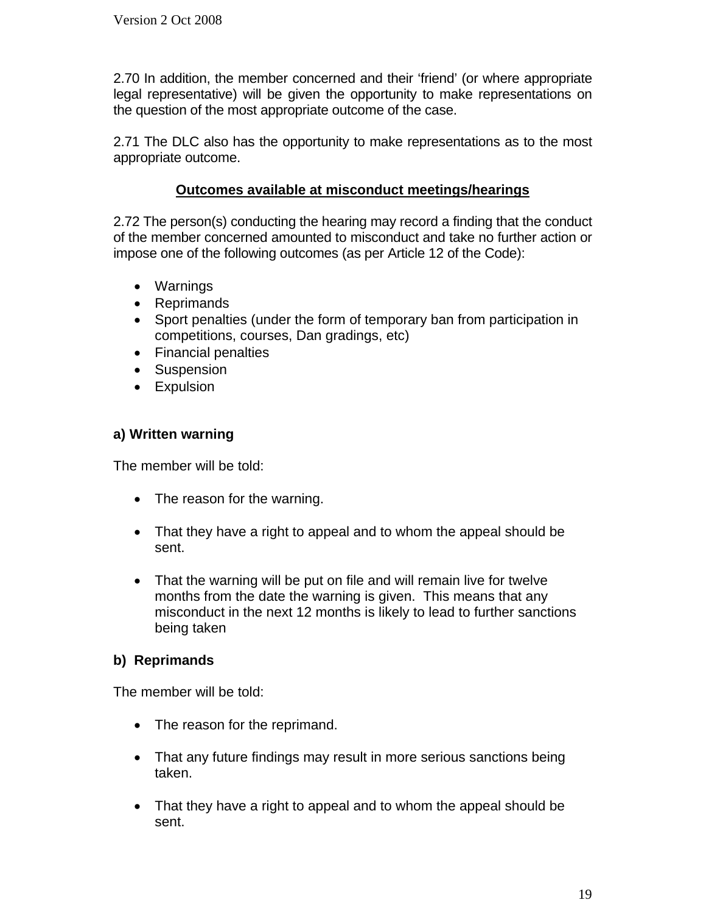2.70 In addition, the member concerned and their 'friend' (or where appropriate legal representative) will be given the opportunity to make representations on the question of the most appropriate outcome of the case.

2.71 The DLC also has the opportunity to make representations as to the most appropriate outcome.

## Outcomes available at misconduct meetings/hearings

2.72 The person(s) conducting the hearing may record a finding that the conduct of the member concerned amounted to misconduct and take no further action or impose one of the following outcomes (as per Article 12 of the Code):

- Warnings
- Reprimands
- Sport penalties (under the form of temporary ban from participation in competitions, courses, Dan gradings, etc)
- Financial penalties
- Suspension
- Expulsion

### a) Written warning

The member will be told:

- The reason for the warning.
- That they have a right to appeal and to whom the appeal should be sent.
- That the warning will be put on file and will remain live for twelve months from the date the warning is given. This means that any misconduct in the next 12 months is likely to lead to further sanctions being taken

### b) Reprimands

The member will be told:

- The reason for the reprimand.
- That any future findings may result in more serious sanctions being taken.
- That they have a right to appeal and to whom the appeal should be sent.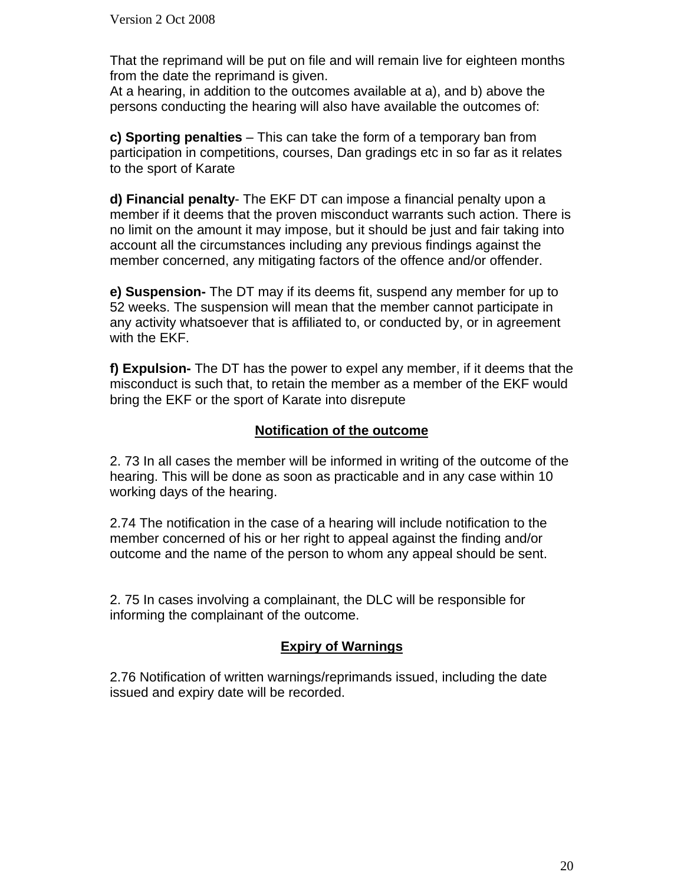That the reprimand will be put on file and will remain live for eighteen months from the date the reprimand is given.
At a hearing, in addition to the outcomes available at a), and b) above the persons conducting the hearing will also have available the outcomes of:

**c) Sporting penalties** – This can take the form of a temporary ban from participation in competitions, courses, Dan gradings etc in so far as it relates to the sport of Karate

**d) Financial penalty**- The EKF DT can impose a financial penalty upon a member if it deems that the proven misconduct warrants such action. There is no limit on the amount it may impose, but it should be just and fair taking into account all the circumstances including any previous findings against the member concerned, any mitigating factors of the offence and/or offender.

**e) Suspension-** The DT may if its deems fit, suspend any member for up to 52 weeks. The suspension will mean that the member cannot participate in any activity whatsoever that is affiliated to, or conducted by, or in agreement with the EKF.

**f) Expulsion-** The DT has the power to expel any member, if it deems that the misconduct is such that, to retain the member as a member of the EKF would bring the EKF or the sport of Karate into disrepute

## Notification of the outcome

2. 73 In all cases the member will be informed in writing of the outcome of the hearing. This will be done as soon as practicable and in any case within 10 working days of the hearing.

2.74 The notification in the case of a hearing will include notification to the member concerned of his or her right to appeal against the finding and/or outcome and the name of the person to whom any appeal should be sent.

2. 75 In cases involving a complainant, the DLC will be responsible for informing the complainant of the outcome.

## Expiry of Warnings

2.76 Notification of written warnings/reprimands issued, including the date issued and expiry date will be recorded.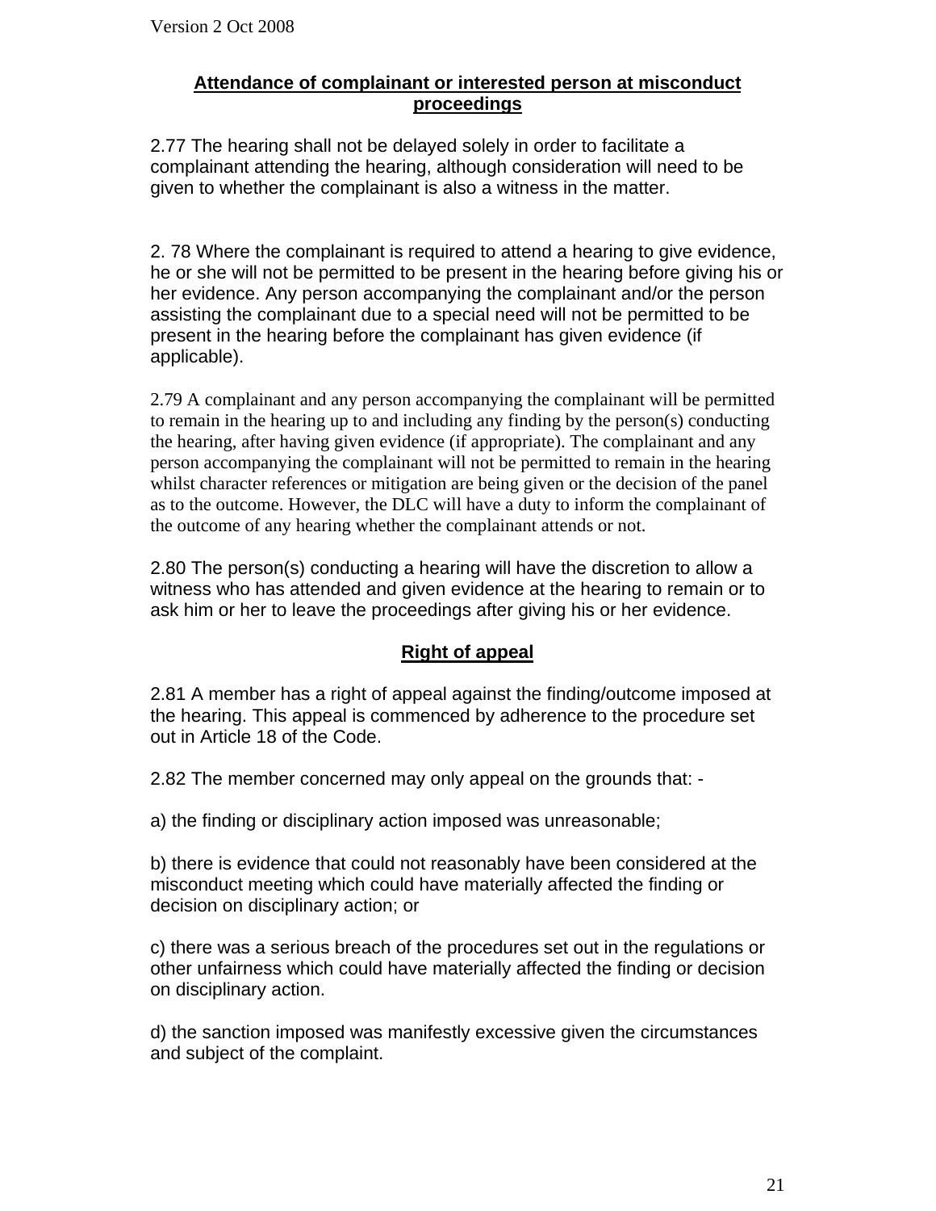## Attendance of complainant or interested person at misconduct proceedings

2.77 The hearing shall not be delayed solely in order to facilitate a complainant attending the hearing, although consideration will need to be given to whether the complainant is also a witness in the matter.

2. 78 Where the complainant is required to attend a hearing to give evidence, he or she will not be permitted to be present in the hearing before giving his or her evidence. Any person accompanying the complainant and/or the person assisting the complainant due to a special need will not be permitted to be present in the hearing before the complainant has given evidence (if applicable).

2.79 A complainant and any person accompanying the complainant will be permitted to remain in the hearing up to and including any finding by the person(s) conducting the hearing, after having given evidence (if appropriate). The complainant and any person accompanying the complainant will not be permitted to remain in the hearing whilst character references or mitigation are being given or the decision of the panel as to the outcome. However, the DLC will have a duty to inform the complainant of the outcome of any hearing whether the complainant attends or not.

2.80 The person(s) conducting a hearing will have the discretion to allow a witness who has attended and given evidence at the hearing to remain or to ask him or her to leave the proceedings after giving his or her evidence.

## Right of appeal

2.81 A member has a right of appeal against the finding/outcome imposed at the hearing. This appeal is commenced by adherence to the procedure set out in Article 18 of the Code.

2.82 The member concerned may only appeal on the grounds that: -

a) the finding or disciplinary action imposed was unreasonable;

b) there is evidence that could not reasonably have been considered at the misconduct meeting which could have materially affected the finding or decision on disciplinary action; or

c) there was a serious breach of the procedures set out in the regulations or other unfairness which could have materially affected the finding or decision on disciplinary action.

d) the sanction imposed was manifestly excessive given the circumstances and subject of the complaint.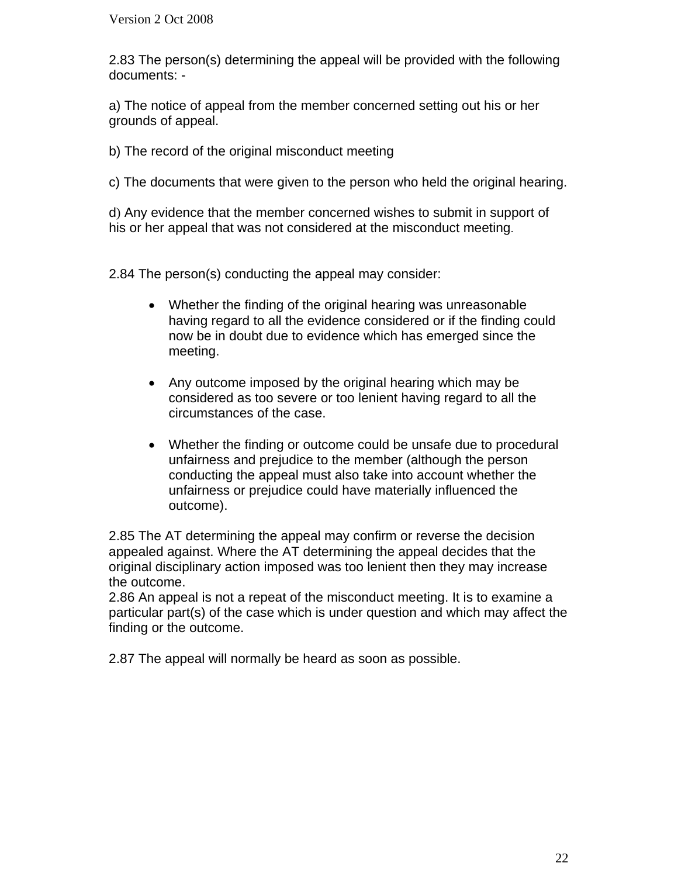2.83 The person(s) determining the appeal will be provided with the following documents: -

a) The notice of appeal from the member concerned setting out his or her grounds of appeal.

b) The record of the original misconduct meeting

c) The documents that were given to the person who held the original hearing.

d) Any evidence that the member concerned wishes to submit in support of his or her appeal that was not considered at the misconduct meeting.

2.84 The person(s) conducting the appeal may consider:

- Whether the finding of the original hearing was unreasonable having regard to all the evidence considered or if the finding could now be in doubt due to evidence which has emerged since the meeting.

- Any outcome imposed by the original hearing which may be considered as too severe or too lenient having regard to all the circumstances of the case.

- Whether the finding or outcome could be unsafe due to procedural unfairness and prejudice to the member (although the person conducting the appeal must also take into account whether the unfairness or prejudice could have materially influenced the outcome).

2.85 The AT determining the appeal may confirm or reverse the decision appealed against. Where the AT determining the appeal decides that the original disciplinary action imposed was too lenient then they may increase the outcome.

2.86 An appeal is not a repeat of the misconduct meeting. It is to examine a particular part(s) of the case which is under question and which may affect the finding or the outcome.

2.87 The appeal will normally be heard as soon as possible.